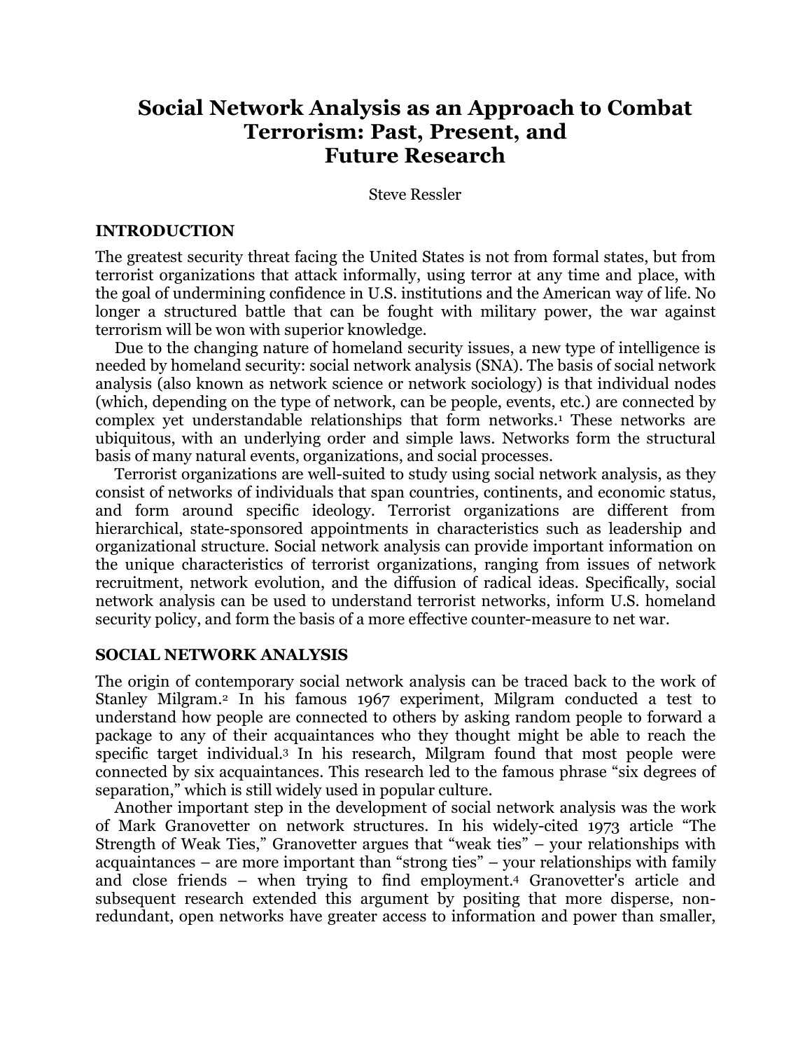# Social Network Analysis as an Approach to Combat Terrorism: Past, Present, and Future Research

Steve Ressler

## INTRODUCTION

The greatest security threat facing the United States is not from formal states, but from terrorist organizations that attack informally, using terror at any time and place, with the goal of undermining confidence in U.S. institutions and the American way of life. No longer a structured battle that can be fought with military power, the war against terrorism will be won with superior knowledge.

Due to the changing nature of homeland security issues, a new type of intelligence is needed by homeland security: social network analysis (SNA). The basis of social network analysis (also known as network science or network sociology) is that individual nodes (which, depending on the type of network, can be people, events, etc.) are connected by complex yet understandable relationships that form networks.[1] These networks are ubiquitous, with an underlying order and simple laws. Networks form the structural basis of many natural events, organizations, and social processes.

Terrorist organizations are well-suited to study using social network analysis, as they consist of networks of individuals that span countries, continents, and economic status, and form around specific ideology. Terrorist organizations are different from hierarchical, state-sponsored appointments in characteristics such as leadership and organizational structure. Social network analysis can provide important information on the unique characteristics of terrorist organizations, ranging from issues of network recruitment, network evolution, and the diffusion of radical ideas. Specifically, social network analysis can be used to understand terrorist networks, inform U.S. homeland security policy, and form the basis of a more effective counter-measure to net war.

## SOCIAL NETWORK ANALYSIS

The origin of contemporary social network analysis can be traced back to the work of Stanley Milgram.[2] In his famous 1967 experiment, Milgram conducted a test to understand how people are connected to others by asking random people to forward a package to any of their acquaintances who they thought might be able to reach the specific target individual.[3] In his research, Milgram found that most people were connected by six acquaintances. This research led to the famous phrase "six degrees of separation," which is still widely used in popular culture.

Another important step in the development of social network analysis was the work of Mark Granovetter on network structures. In his widely-cited 1973 article "The Strength of Weak Ties," Granovetter argues that "weak ties" – your relationships with acquaintances – are more important than "strong ties" – your relationships with family and close friends – when trying to find employment.[4] Granovetter's article and subsequent research extended this argument by positing that more disperse, non-redundant, open networks have greater access to information and power than smaller,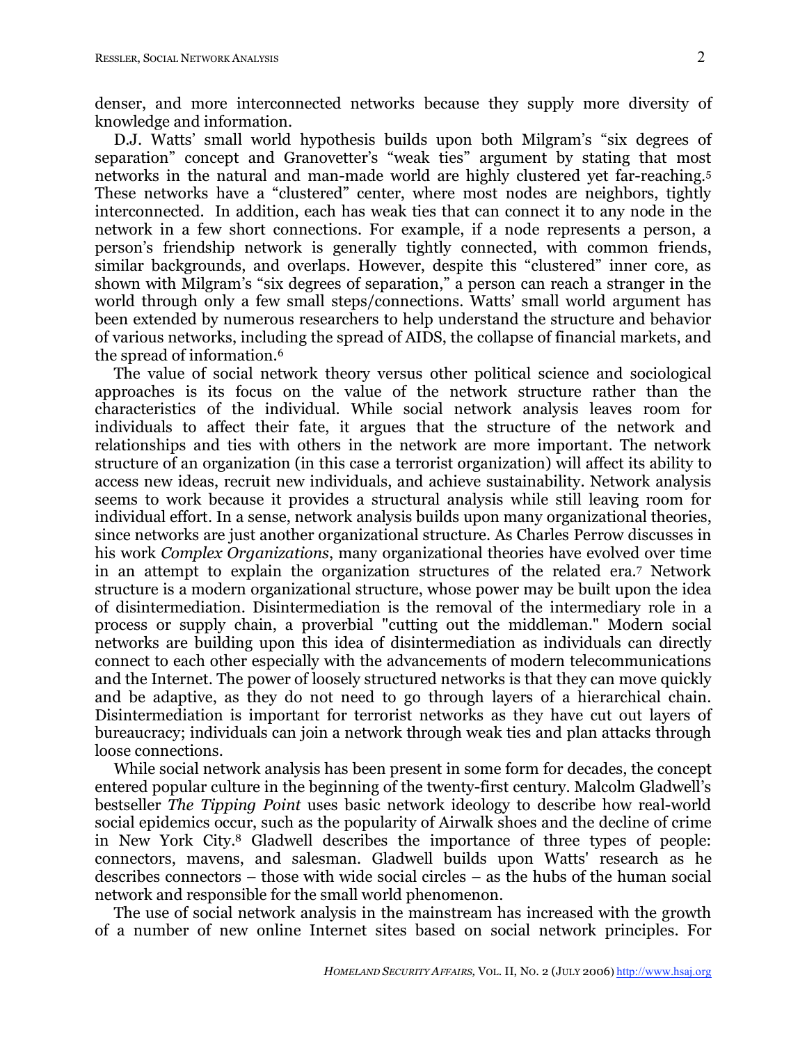denser, and more interconnected networks because they supply more diversity of knowledge and information.

D.J. Watts' small world hypothesis builds upon both Milgram's "six degrees of separation" concept and Granovetter's "weak ties" argument by stating that most networks in the natural and man-made world are highly clustered yet far-reaching.[5] These networks have a "clustered" center, where most nodes are neighbors, tightly interconnected. In addition, each has weak ties that can connect it to any node in the network in a few short connections. For example, if a node represents a person, a person's friendship network is generally tightly connected, with common friends, similar backgrounds, and overlaps. However, despite this "clustered" inner core, as shown with Milgram's "six degrees of separation," a person can reach a stranger in the world through only a few small steps/connections. Watts' small world argument has been extended by numerous researchers to help understand the structure and behavior of various networks, including the spread of AIDS, the collapse of financial markets, and the spread of information.[6]

The value of social network theory versus other political science and sociological approaches is its focus on the value of the network structure rather than the characteristics of the individual. While social network analysis leaves room for individuals to affect their fate, it argues that the structure of the network and relationships and ties with others in the network are more important. The network structure of an organization (in this case a terrorist organization) will affect its ability to access new ideas, recruit new individuals, and achieve sustainability. Network analysis seems to work because it provides a structural analysis while still leaving room for individual effort. In a sense, network analysis builds upon many organizational theories, since networks are just another organizational structure. As Charles Perrow discusses in his work *Complex Organizations*, many organizational theories have evolved over time in an attempt to explain the organization structures of the related era.[7] Network structure is a modern organizational structure, whose power may be built upon the idea of disintermediation. Disintermediation is the removal of the intermediary role in a process or supply chain, a proverbial "cutting out the middleman." Modern social networks are building upon this idea of disintermediation as individuals can directly connect to each other especially with the advancements of modern telecommunications and the Internet. The power of loosely structured networks is that they can move quickly and be adaptive, as they do not need to go through layers of a hierarchical chain. Disintermediation is important for terrorist networks as they have cut out layers of bureaucracy; individuals can join a network through weak ties and plan attacks through loose connections.

While social network analysis has been present in some form for decades, the concept entered popular culture in the beginning of the twenty-first century. Malcolm Gladwell's bestseller *The Tipping Point* uses basic network ideology to describe how real-world social epidemics occur, such as the popularity of Airwalk shoes and the decline of crime in New York City.[8] Gladwell describes the importance of three types of people: connectors, mavens, and salesman. Gladwell builds upon Watts' research as he describes connectors – those with wide social circles – as the hubs of the human social network and responsible for the small world phenomenon.

The use of social network analysis in the mainstream has increased with the growth of a number of new online Internet sites based on social network principles. For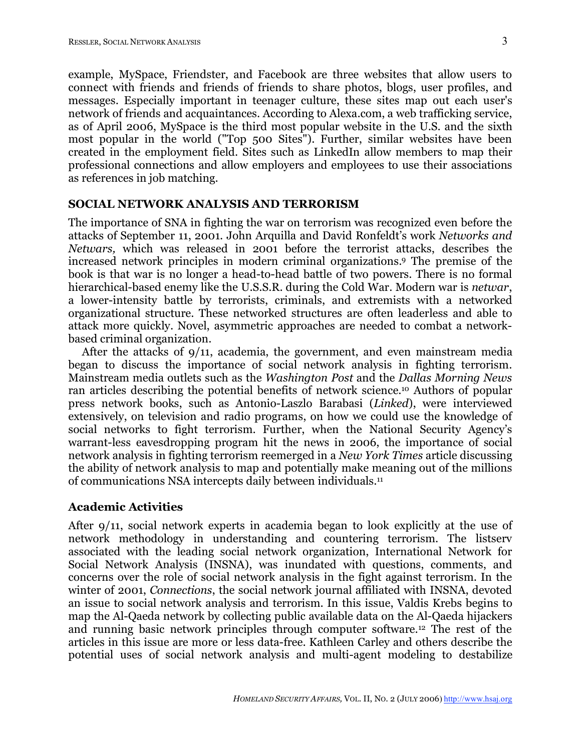example, MySpace, Friendster, and Facebook are three websites that allow users to connect with friends and friends of friends to share photos, blogs, user profiles, and messages. Especially important in teenager culture, these sites map out each user's network of friends and acquaintances. According to Alexa.com, a web trafficking service, as of April 2006, MySpace is the third most popular website in the U.S. and the sixth most popular in the world ("Top 500 Sites"). Further, similar websites have been created in the employment field. Sites such as LinkedIn allow members to map their professional connections and allow employers and employees to use their associations as references in job matching.

## SOCIAL NETWORK ANALYSIS AND TERRORISM

The importance of SNA in fighting the war on terrorism was recognized even before the attacks of September 11, 2001. John Arquilla and David Ronfeldt's work *Networks and Netwars,* which was released in 2001 before the terrorist attacks, describes the increased network principles in modern criminal organizations.[9] The premise of the book is that war is no longer a head-to-head battle of two powers. There is no formal hierarchical-based enemy like the U.S.S.R. during the Cold War. Modern war is *netwar*, a lower-intensity battle by terrorists, criminals, and extremists with a networked organizational structure. These networked structures are often leaderless and able to attack more quickly. Novel, asymmetric approaches are needed to combat a network-based criminal organization.

After the attacks of 9/11, academia, the government, and even mainstream media began to discuss the importance of social network analysis in fighting terrorism. Mainstream media outlets such as the *Washington Post* and the *Dallas Morning News* ran articles describing the potential benefits of network science.[10] Authors of popular press network books, such as Antonio-Laszlo Barabasi (*Linked*), were interviewed extensively, on television and radio programs, on how we could use the knowledge of social networks to fight terrorism. Further, when the National Security Agency's warrant-less eavesdropping program hit the news in 2006, the importance of social network analysis in fighting terrorism reemerged in a *New York Times* article discussing the ability of network analysis to map and potentially make meaning out of the millions of communications NSA intercepts daily between individuals.[11]

### Academic Activities

After 9/11, social network experts in academia began to look explicitly at the use of network methodology in understanding and countering terrorism. The listserv associated with the leading social network organization, International Network for Social Network Analysis (INSNA), was inundated with questions, comments, and concerns over the role of social network analysis in the fight against terrorism. In the winter of 2001, *Connections*, the social network journal affiliated with INSNA, devoted an issue to social network analysis and terrorism. In this issue, Valdis Krebs begins to map the Al-Qaeda network by collecting public available data on the Al-Qaeda hijackers and running basic network principles through computer software.[12] The rest of the articles in this issue are more or less data-free. Kathleen Carley and others describe the potential uses of social network analysis and multi-agent modeling to destabilize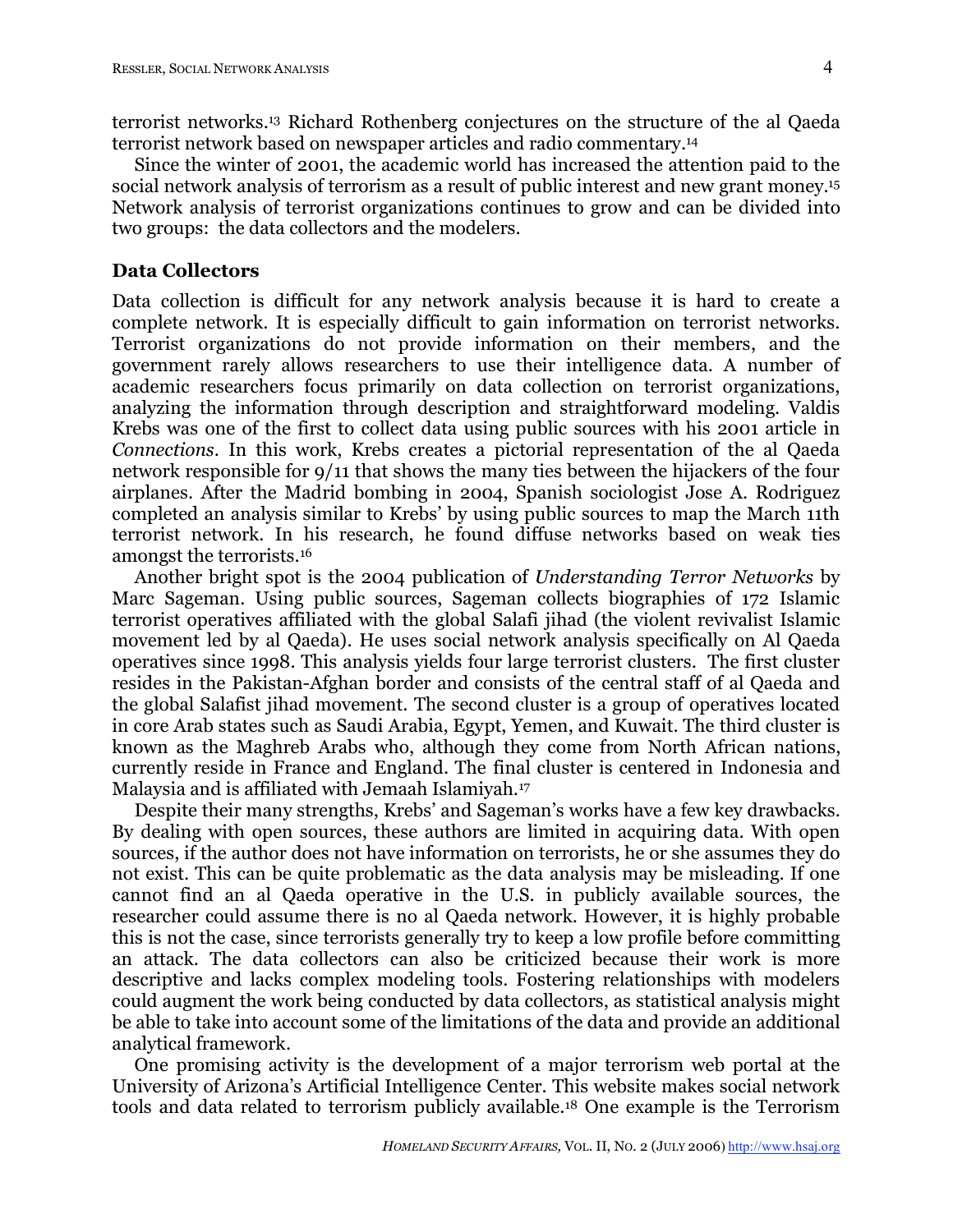terrorist networks.[13] Richard Rothenberg conjectures on the structure of the al Qaeda terrorist network based on newspaper articles and radio commentary.[14]

Since the winter of 2001, the academic world has increased the attention paid to the social network analysis of terrorism as a result of public interest and new grant money.[15] Network analysis of terrorist organizations continues to grow and can be divided into two groups: the data collectors and the modelers.

### Data Collectors

Data collection is difficult for any network analysis because it is hard to create a complete network. It is especially difficult to gain information on terrorist networks. Terrorist organizations do not provide information on their members, and the government rarely allows researchers to use their intelligence data. A number of academic researchers focus primarily on data collection on terrorist organizations, analyzing the information through description and straightforward modeling. Valdis Krebs was one of the first to collect data using public sources with his 2001 article in *Connections*. In this work, Krebs creates a pictorial representation of the al Qaeda network responsible for 9/11 that shows the many ties between the hijackers of the four airplanes. After the Madrid bombing in 2004, Spanish sociologist Jose A. Rodriguez completed an analysis similar to Krebs' by using public sources to map the March 11th terrorist network. In his research, he found diffuse networks based on weak ties amongst the terrorists.[16]

Another bright spot is the 2004 publication of *Understanding Terror Networks* by Marc Sageman. Using public sources, Sageman collects biographies of 172 Islamic terrorist operatives affiliated with the global Salafi jihad (the violent revivalist Islamic movement led by al Qaeda). He uses social network analysis specifically on Al Qaeda operatives since 1998. This analysis yields four large terrorist clusters. The first cluster resides in the Pakistan-Afghan border and consists of the central staff of al Qaeda and the global Salafist jihad movement. The second cluster is a group of operatives located in core Arab states such as Saudi Arabia, Egypt, Yemen, and Kuwait. The third cluster is known as the Maghreb Arabs who, although they come from North African nations, currently reside in France and England. The final cluster is centered in Indonesia and Malaysia and is affiliated with Jemaah Islamiyah.[17]

Despite their many strengths, Krebs' and Sageman's works have a few key drawbacks. By dealing with open sources, these authors are limited in acquiring data. With open sources, if the author does not have information on terrorists, he or she assumes they do not exist. This can be quite problematic as the data analysis may be misleading. If one cannot find an al Qaeda operative in the U.S. in publicly available sources, the researcher could assume there is no al Qaeda network. However, it is highly probable this is not the case, since terrorists generally try to keep a low profile before committing an attack. The data collectors can also be criticized because their work is more descriptive and lacks complex modeling tools. Fostering relationships with modelers could augment the work being conducted by data collectors, as statistical analysis might be able to take into account some of the limitations of the data and provide an additional analytical framework.

One promising activity is the development of a major terrorism web portal at the University of Arizona's Artificial Intelligence Center. This website makes social network tools and data related to terrorism publicly available.[18] One example is the Terrorism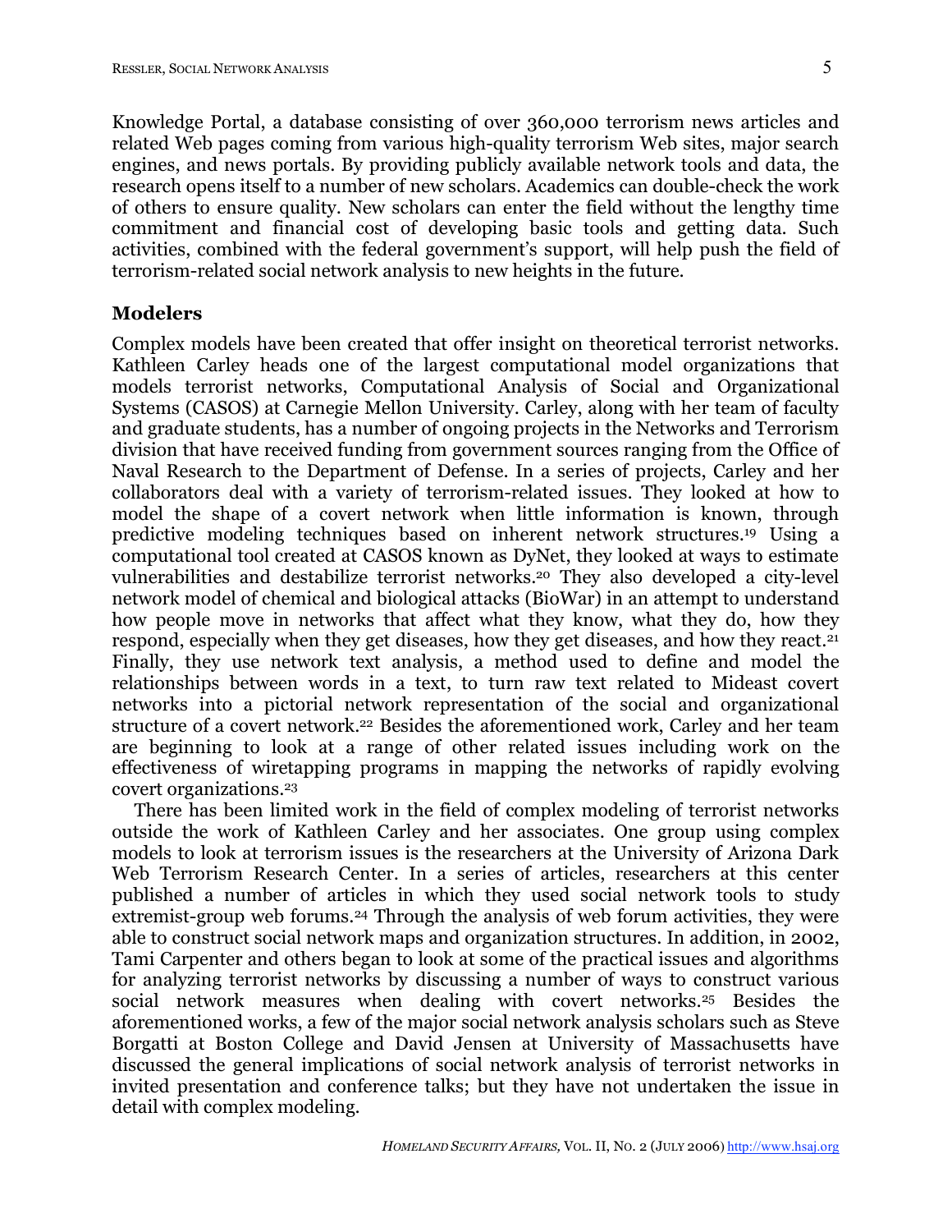Knowledge Portal, a database consisting of over 360,000 terrorism news articles and related Web pages coming from various high-quality terrorism Web sites, major search engines, and news portals. By providing publicly available network tools and data, the research opens itself to a number of new scholars. Academics can double-check the work of others to ensure quality. New scholars can enter the field without the lengthy time commitment and financial cost of developing basic tools and getting data. Such activities, combined with the federal government's support, will help push the field of terrorism-related social network analysis to new heights in the future.

## Modelers

Complex models have been created that offer insight on theoretical terrorist networks. Kathleen Carley heads one of the largest computational model organizations that models terrorist networks, Computational Analysis of Social and Organizational Systems (CASOS) at Carnegie Mellon University. Carley, along with her team of faculty and graduate students, has a number of ongoing projects in the Networks and Terrorism division that have received funding from government sources ranging from the Office of Naval Research to the Department of Defense. In a series of projects, Carley and her collaborators deal with a variety of terrorism-related issues. They looked at how to model the shape of a covert network when little information is known, through predictive modeling techniques based on inherent network structures.[19] Using a computational tool created at CASOS known as DyNet, they looked at ways to estimate vulnerabilities and destabilize terrorist networks.[20] They also developed a city-level network model of chemical and biological attacks (BioWar) in an attempt to understand how people move in networks that affect what they know, what they do, how they respond, especially when they get diseases, how they get diseases, and how they react.[21] Finally, they use network text analysis, a method used to define and model the relationships between words in a text, to turn raw text related to Mideast covert networks into a pictorial network representation of the social and organizational structure of a covert network.[22] Besides the aforementioned work, Carley and her team are beginning to look at a range of other related issues including work on the effectiveness of wiretapping programs in mapping the networks of rapidly evolving covert organizations.[23]

There has been limited work in the field of complex modeling of terrorist networks outside the work of Kathleen Carley and her associates. One group using complex models to look at terrorism issues is the researchers at the University of Arizona Dark Web Terrorism Research Center. In a series of articles, researchers at this center published a number of articles in which they used social network tools to study extremist-group web forums.[24] Through the analysis of web forum activities, they were able to construct social network maps and organization structures. In addition, in 2002, Tami Carpenter and others began to look at some of the practical issues and algorithms for analyzing terrorist networks by discussing a number of ways to construct various social network measures when dealing with covert networks.[25] Besides the aforementioned works, a few of the major social network analysis scholars such as Steve Borgatti at Boston College and David Jensen at University of Massachusetts have discussed the general implications of social network analysis of terrorist networks in invited presentation and conference talks; but they have not undertaken the issue in detail with complex modeling.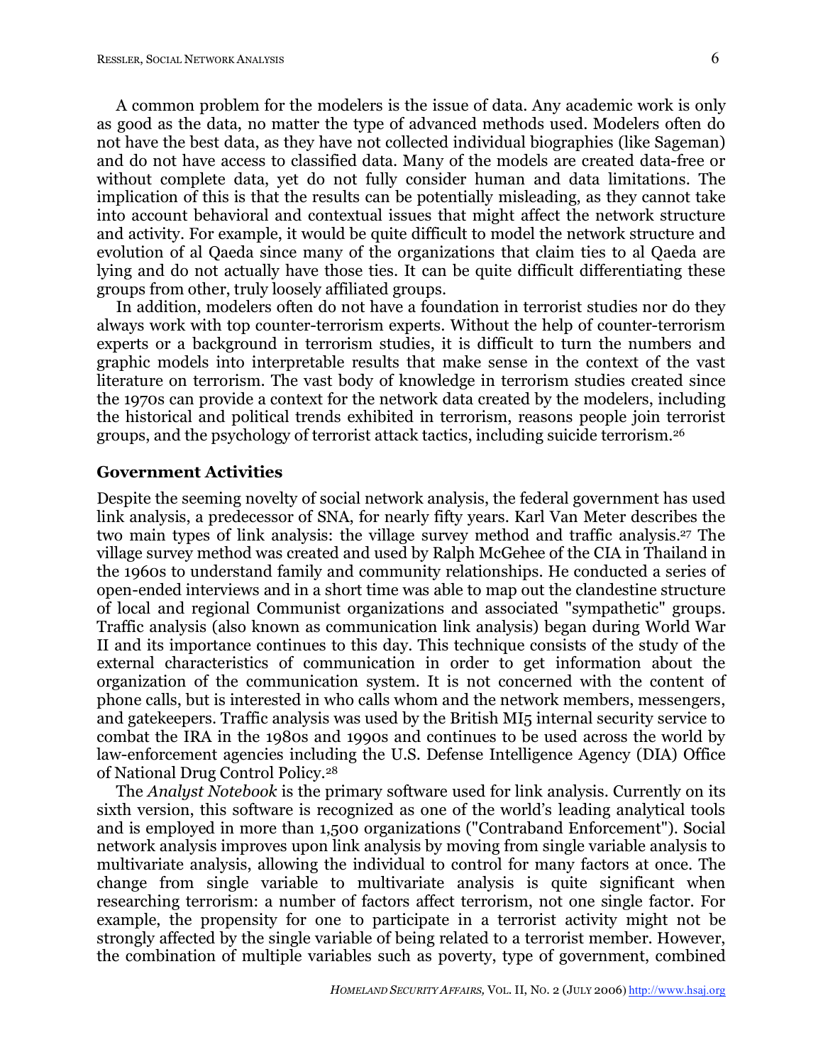A common problem for the modelers is the issue of data. Any academic work is only as good as the data, no matter the type of advanced methods used. Modelers often do not have the best data, as they have not collected individual biographies (like Sageman) and do not have access to classified data. Many of the models are created data-free or without complete data, yet do not fully consider human and data limitations. The implication of this is that the results can be potentially misleading, as they cannot take into account behavioral and contextual issues that might affect the network structure and activity. For example, it would be quite difficult to model the network structure and evolution of al Qaeda since many of the organizations that claim ties to al Qaeda are lying and do not actually have those ties. It can be quite difficult differentiating these groups from other, truly loosely affiliated groups.

In addition, modelers often do not have a foundation in terrorist studies nor do they always work with top counter-terrorism experts. Without the help of counter-terrorism experts or a background in terrorism studies, it is difficult to turn the numbers and graphic models into interpretable results that make sense in the context of the vast literature on terrorism. The vast body of knowledge in terrorism studies created since the 1970s can provide a context for the network data created by the modelers, including the historical and political trends exhibited in terrorism, reasons people join terrorist groups, and the psychology of terrorist attack tactics, including suicide terrorism.[26]

## Government Activities

Despite the seeming novelty of social network analysis, the federal government has used link analysis, a predecessor of SNA, for nearly fifty years. Karl Van Meter describes the two main types of link analysis: the village survey method and traffic analysis.[27] The village survey method was created and used by Ralph McGehee of the CIA in Thailand in the 1960s to understand family and community relationships. He conducted a series of open-ended interviews and in a short time was able to map out the clandestine structure of local and regional Communist organizations and associated "sympathetic" groups. Traffic analysis (also known as communication link analysis) began during World War II and its importance continues to this day. This technique consists of the study of the external characteristics of communication in order to get information about the organization of the communication system. It is not concerned with the content of phone calls, but is interested in who calls whom and the network members, messengers, and gatekeepers. Traffic analysis was used by the British MI5 internal security service to combat the IRA in the 1980s and 1990s and continues to be used across the world by law-enforcement agencies including the U.S. Defense Intelligence Agency (DIA) Office of National Drug Control Policy.[28]

The *Analyst Notebook* is the primary software used for link analysis. Currently on its sixth version, this software is recognized as one of the world's leading analytical tools and is employed in more than 1,500 organizations ("Contraband Enforcement"). Social network analysis improves upon link analysis by moving from single variable analysis to multivariate analysis, allowing the individual to control for many factors at once. The change from single variable to multivariate analysis is quite significant when researching terrorism: a number of factors affect terrorism, not one single factor. For example, the propensity for one to participate in a terrorist activity might not be strongly affected by the single variable of being related to a terrorist member. However, the combination of multiple variables such as poverty, type of government, combined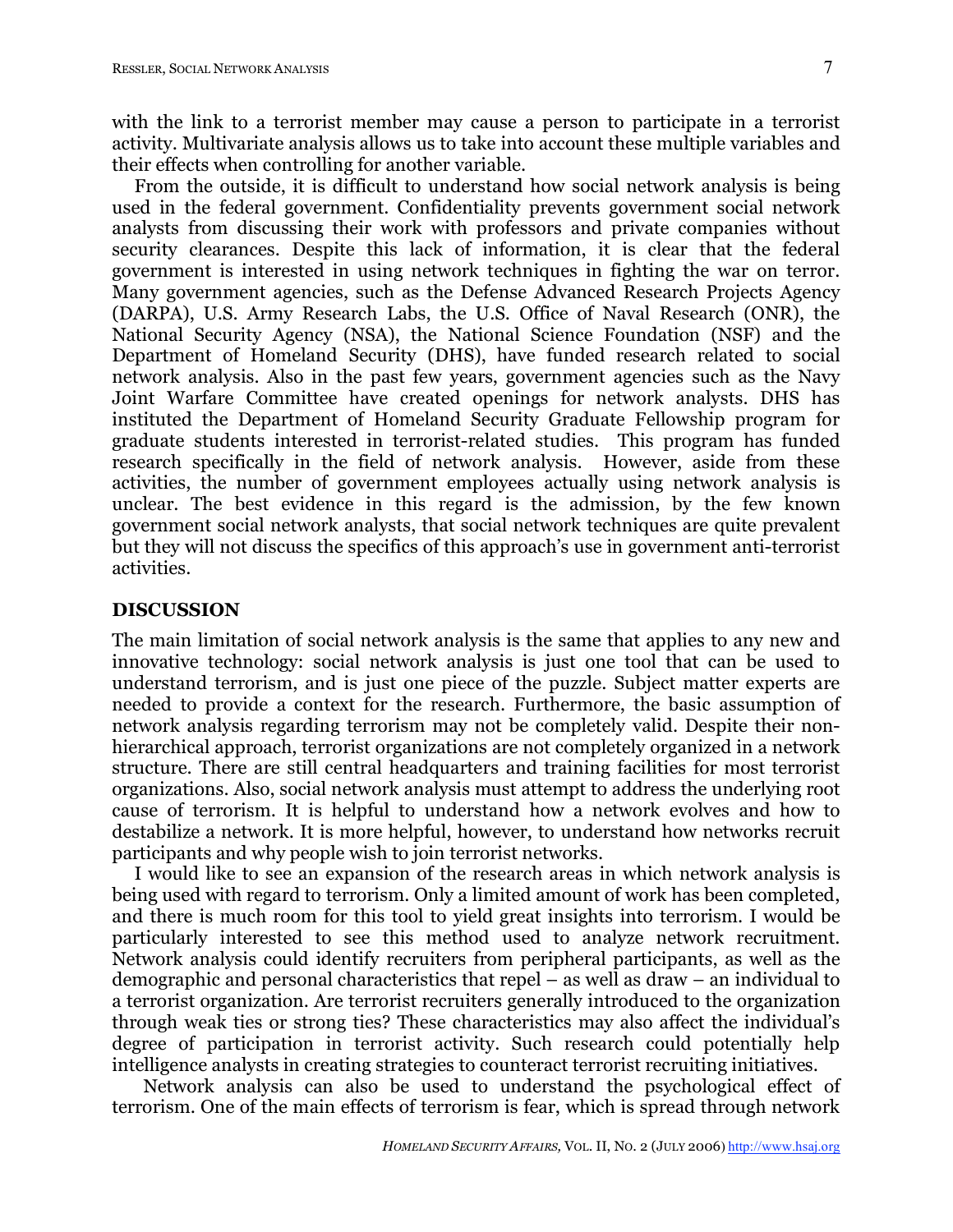with the link to a terrorist member may cause a person to participate in a terrorist activity. Multivariate analysis allows us to take into account these multiple variables and their effects when controlling for another variable.

From the outside, it is difficult to understand how social network analysis is being used in the federal government. Confidentiality prevents government social network analysts from discussing their work with professors and private companies without security clearances. Despite this lack of information, it is clear that the federal government is interested in using network techniques in fighting the war on terror. Many government agencies, such as the Defense Advanced Research Projects Agency (DARPA), U.S. Army Research Labs, the U.S. Office of Naval Research (ONR), the National Security Agency (NSA), the National Science Foundation (NSF) and the Department of Homeland Security (DHS), have funded research related to social network analysis. Also in the past few years, government agencies such as the Navy Joint Warfare Committee have created openings for network analysts. DHS has instituted the Department of Homeland Security Graduate Fellowship program for graduate students interested in terrorist-related studies. This program has funded research specifically in the field of network analysis. However, aside from these activities, the number of government employees actually using network analysis is unclear. The best evidence in this regard is the admission, by the few known government social network analysts, that social network techniques are quite prevalent but they will not discuss the specifics of this approach's use in government anti-terrorist activities.

## DISCUSSION

The main limitation of social network analysis is the same that applies to any new and innovative technology: social network analysis is just one tool that can be used to understand terrorism, and is just one piece of the puzzle. Subject matter experts are needed to provide a context for the research. Furthermore, the basic assumption of network analysis regarding terrorism may not be completely valid. Despite their non-hierarchical approach, terrorist organizations are not completely organized in a network structure. There are still central headquarters and training facilities for most terrorist organizations. Also, social network analysis must attempt to address the underlying root cause of terrorism. It is helpful to understand how a network evolves and how to destabilize a network. It is more helpful, however, to understand how networks recruit participants and why people wish to join terrorist networks.

I would like to see an expansion of the research areas in which network analysis is being used with regard to terrorism. Only a limited amount of work has been completed, and there is much room for this tool to yield great insights into terrorism. I would be particularly interested to see this method used to analyze network recruitment. Network analysis could identify recruiters from peripheral participants, as well as the demographic and personal characteristics that repel – as well as draw – an individual to a terrorist organization. Are terrorist recruiters generally introduced to the organization through weak ties or strong ties? These characteristics may also affect the individual's degree of participation in terrorist activity. Such research could potentially help intelligence analysts in creating strategies to counteract terrorist recruiting initiatives.

Network analysis can also be used to understand the psychological effect of terrorism. One of the main effects of terrorism is fear, which is spread through network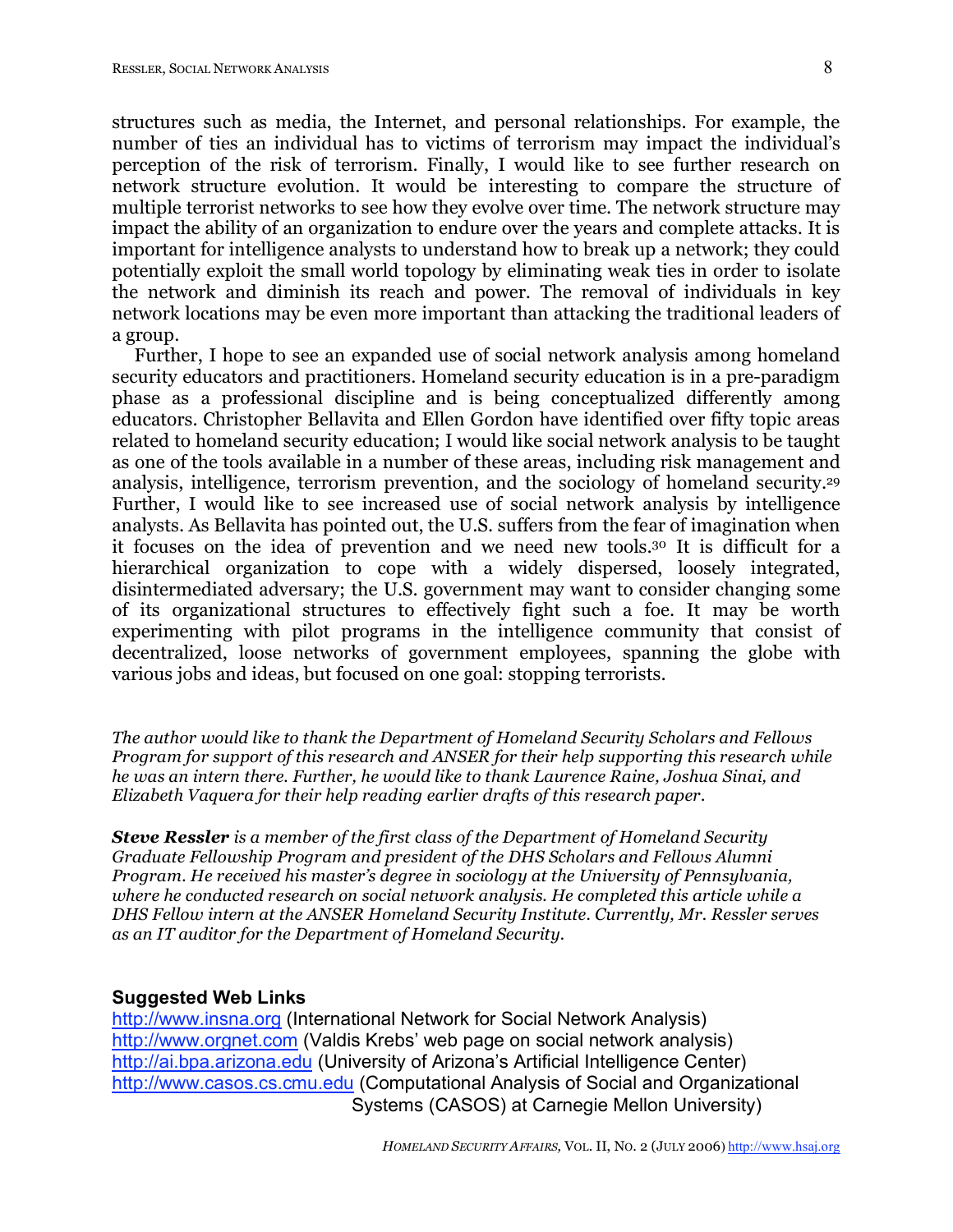structures such as media, the Internet, and personal relationships. For example, the number of ties an individual has to victims of terrorism may impact the individual's perception of the risk of terrorism. Finally, I would like to see further research on network structure evolution. It would be interesting to compare the structure of multiple terrorist networks to see how they evolve over time. The network structure may impact the ability of an organization to endure over the years and complete attacks. It is important for intelligence analysts to understand how to break up a network; they could potentially exploit the small world topology by eliminating weak ties in order to isolate the network and diminish its reach and power. The removal of individuals in key network locations may be even more important than attacking the traditional leaders of a group.

Further, I hope to see an expanded use of social network analysis among homeland security educators and practitioners. Homeland security education is in a pre-paradigm phase as a professional discipline and is being conceptualized differently among educators. Christopher Bellavita and Ellen Gordon have identified over fifty topic areas related to homeland security education; I would like social network analysis to be taught as one of the tools available in a number of these areas, including risk management and analysis, intelligence, terrorism prevention, and the sociology of homeland security.[29] Further, I would like to see increased use of social network analysis by intelligence analysts. As Bellavita has pointed out, the U.S. suffers from the fear of imagination when it focuses on the idea of prevention and we need new tools.[30] It is difficult for a hierarchical organization to cope with a widely dispersed, loosely integrated, disintermediated adversary; the U.S. government may want to consider changing some of its organizational structures to effectively fight such a foe. It may be worth experimenting with pilot programs in the intelligence community that consist of decentralized, loose networks of government employees, spanning the globe with various jobs and ideas, but focused on one goal: stopping terrorists.

*The author would like to thank the Department of Homeland Security Scholars and Fellows Program for support of this research and ANSER for their help supporting this research while he was an intern there. Further, he would like to thank Laurence Raine, Joshua Sinai, and Elizabeth Vaquera for their help reading earlier drafts of this research paper.*

***Steve Ressler*** *is a member of the first class of the Department of Homeland Security Graduate Fellowship Program and president of the DHS Scholars and Fellows Alumni Program. He received his master's degree in sociology at the University of Pennsylvania, where he conducted research on social network analysis. He completed this article while a DHS Fellow intern at the ANSER Homeland Security Institute. Currently, Mr. Ressler serves as an IT auditor for the Department of Homeland Security.*

## Suggested Web Links

http://www.insna.org (International Network for Social Network Analysis)
http://www.orgnet.com (Valdis Krebs' web page on social network analysis)
http://ai.bpa.arizona.edu (University of Arizona's Artificial Intelligence Center)
http://www.casos.cs.cmu.edu (Computational Analysis of Social and Organizational Systems (CASOS) at Carnegie Mellon University)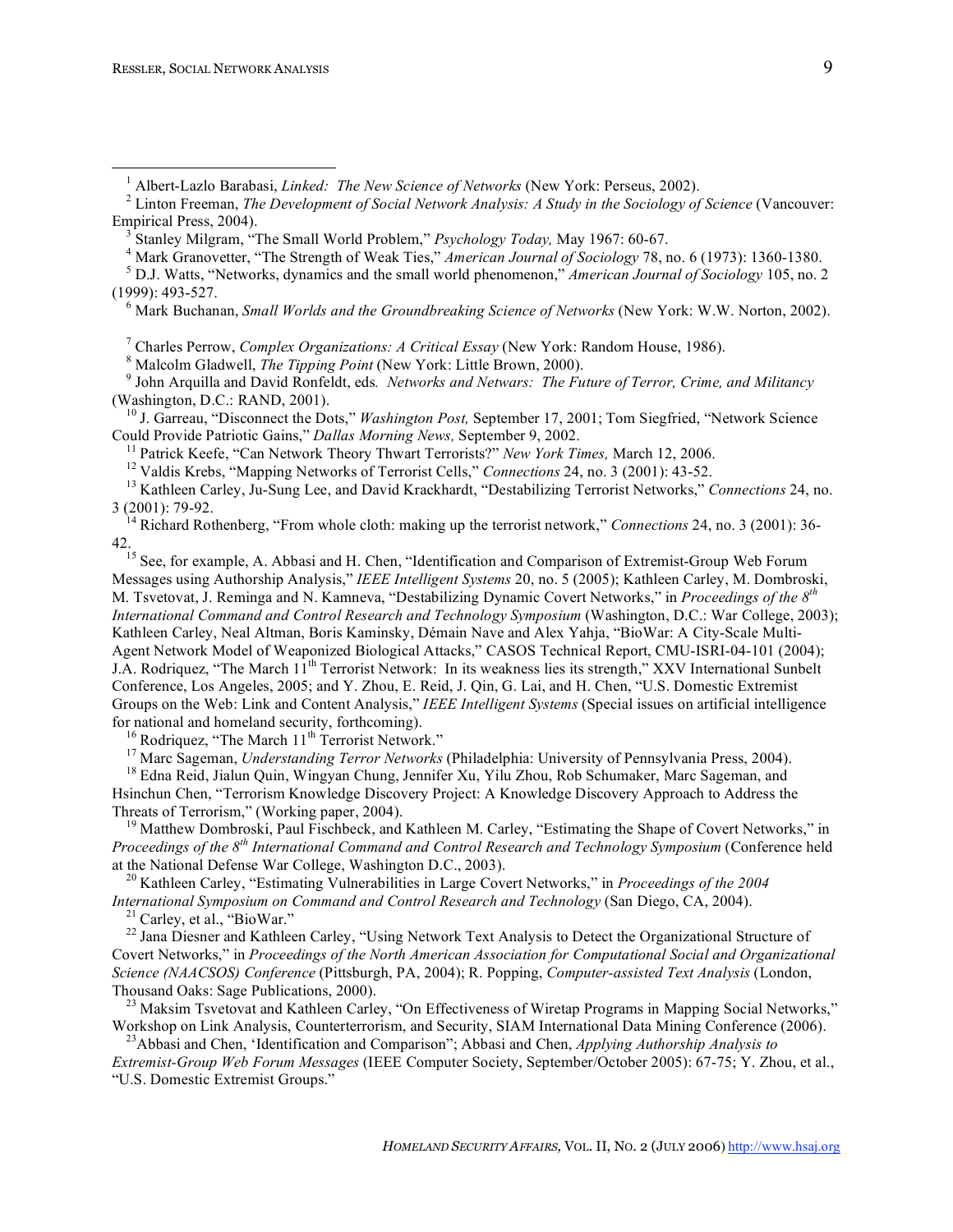[1] Albert-Lazlo Barabasi, *Linked: The New Science of Networks* (New York: Perseus, 2002).

[2] Linton Freeman, *The Development of Social Network Analysis: A Study in the Sociology of Science* (Vancouver: Empirical Press, 2004).

[3] Stanley Milgram, "The Small World Problem," *Psychology Today,* May 1967: 60-67.

[4] Mark Granovetter, "The Strength of Weak Ties," *American Journal of Sociology* 78, no. 6 (1973): 1360-1380.

[5] D.J. Watts, "Networks, dynamics and the small world phenomenon," *American Journal of Sociology* 105, no. 2 (1999): 493-527.

[6] Mark Buchanan, *Small Worlds and the Groundbreaking Science of Networks* (New York: W.W. Norton, 2002).

[7] Charles Perrow, *Complex Organizations: A Critical Essay* (New York: Random House, 1986).

[8] Malcolm Gladwell, *The Tipping Point* (New York: Little Brown, 2000).

[9] John Arquilla and David Ronfeldt, eds. *Networks and Netwars: The Future of Terror, Crime, and Militancy* (Washington, D.C.: RAND, 2001).

[10] J. Garreau, "Disconnect the Dots," *Washington Post,* September 17, 2001; Tom Siegfried, "Network Science Could Provide Patriotic Gains," *Dallas Morning News,* September 9, 2002.

[11] Patrick Keefe, "Can Network Theory Thwart Terrorists?" *New York Times,* March 12, 2006.

[12] Valdis Krebs, "Mapping Networks of Terrorist Cells," *Connections* 24, no. 3 (2001): 43-52.

[13] Kathleen Carley, Ju-Sung Lee, and David Krackhardt, "Destabilizing Terrorist Networks," *Connections* 24, no. 3 (2001): 79-92.

[14] Richard Rothenberg, "From whole cloth: making up the terrorist network," *Connections* 24, no. 3 (2001): 36-42.

[15] See, for example, A. Abbasi and H. Chen, "Identification and Comparison of Extremist-Group Web Forum Messages using Authorship Analysis," *IEEE Intelligent Systems* 20, no. 5 (2005); Kathleen Carley, M. Dombroski, M. Tsvetovat, J. Reminga and N. Kamneva, "Destabilizing Dynamic Covert Networks," in *Proceedings of the 8th International Command and Control Research and Technology Symposium* (Washington, D.C.: War College, 2003); Kathleen Carley, Neal Altman, Boris Kaminsky, Démain Nave and Alex Yahja, "BioWar: A City-Scale Multi-Agent Network Model of Weaponized Biological Attacks," CASOS Technical Report, CMU-ISRI-04-101 (2004); J.A. Rodriquez, "The March 11th Terrorist Network: In its weakness lies its strength," XXV International Sunbelt Conference, Los Angeles, 2005; and Y. Zhou, E. Reid, J. Qin, G. Lai, and H. Chen, "U.S. Domestic Extremist Groups on the Web: Link and Content Analysis," *IEEE Intelligent Systems* (Special issues on artificial intelligence for national and homeland security, forthcoming).

[16] Rodriquez, "The March 11th Terrorist Network."

[17] Marc Sageman, *Understanding Terror Networks* (Philadelphia: University of Pennsylvania Press, 2004).

[18] Edna Reid, Jialun Quin, Wingyan Chung, Jennifer Xu, Yilu Zhou, Rob Schumaker, Marc Sageman, and Hsinchun Chen, "Terrorism Knowledge Discovery Project: A Knowledge Discovery Approach to Address the Threats of Terrorism," (Working paper, 2004).

[19] Matthew Dombroski, Paul Fischbeck, and Kathleen M. Carley, "Estimating the Shape of Covert Networks," in *Proceedings of the 8th International Command and Control Research and Technology Symposium* (Conference held at the National Defense War College, Washington D.C., 2003).

[20] Kathleen Carley, "Estimating Vulnerabilities in Large Covert Networks," in *Proceedings of the 2004 International Symposium on Command and Control Research and Technology* (San Diego, CA, 2004).

[21] Carley, et al., "BioWar."

[22] Jana Diesner and Kathleen Carley, "Using Network Text Analysis to Detect the Organizational Structure of Covert Networks," in *Proceedings of the North American Association for Computational Social and Organizational Science (NAACSOS) Conference* (Pittsburgh, PA, 2004); R. Popping, *Computer-assisted Text Analysis* (London, Thousand Oaks: Sage Publications, 2000).

[23] Maksim Tsvetovat and Kathleen Carley, "On Effectiveness of Wiretap Programs in Mapping Social Networks," Workshop on Link Analysis, Counterterrorism, and Security, SIAM International Data Mining Conference (2006).

[23] Abbasi and Chen, 'Identification and Comparison"; Abbasi and Chen, *Applying Authorship Analysis to Extremist-Group Web Forum Messages* (IEEE Computer Society, September/October 2005): 67-75; Y. Zhou, et al., "U.S. Domestic Extremist Groups."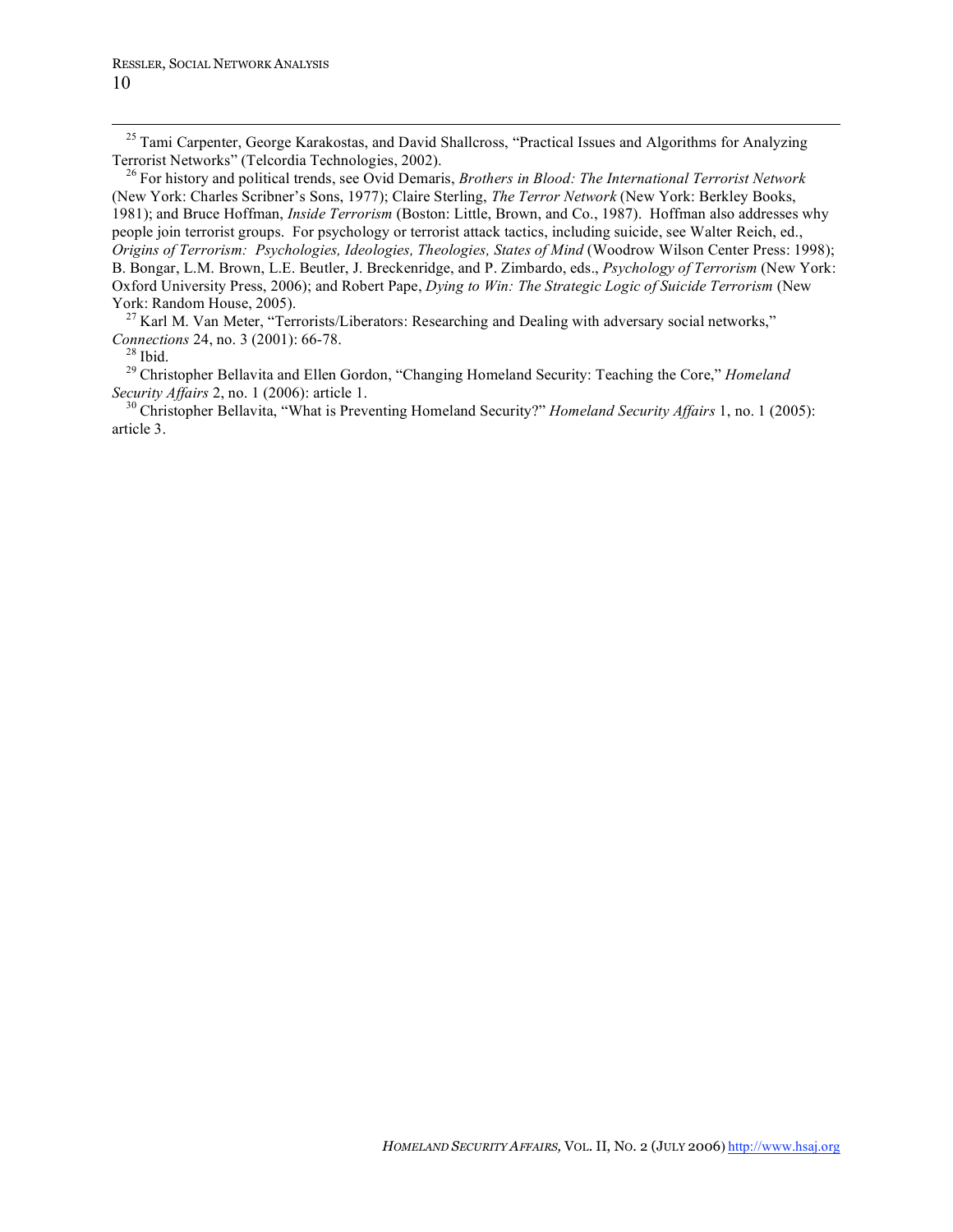[25] Tami Carpenter, George Karakostas, and David Shallcross, "Practical Issues and Algorithms for Analyzing Terrorist Networks" (Telcordia Technologies, 2002).

[26] For history and political trends, see Ovid Demaris, *Brothers in Blood: The International Terrorist Network* (New York: Charles Scribner's Sons, 1977); Claire Sterling, *The Terror Network* (New York: Berkley Books, 1981); and Bruce Hoffman, *Inside Terrorism* (Boston: Little, Brown, and Co., 1987). Hoffman also addresses why people join terrorist groups. For psychology or terrorist attack tactics, including suicide, see Walter Reich, ed., *Origins of Terrorism: Psychologies, Ideologies, Theologies, States of Mind* (Woodrow Wilson Center Press: 1998); B. Bongar, L.M. Brown, L.E. Beutler, J. Breckenridge, and P. Zimbardo, eds., *Psychology of Terrorism* (New York: Oxford University Press, 2006); and Robert Pape, *Dying to Win: The Strategic Logic of Suicide Terrorism* (New York: Random House, 2005).

[27] Karl M. Van Meter, "Terrorists/Liberators: Researching and Dealing with adversary social networks," *Connections* 24, no. 3 (2001): 66-78.

[28] Ibid.

[29] Christopher Bellavita and Ellen Gordon, "Changing Homeland Security: Teaching the Core," *Homeland Security Affairs* 2, no. 1 (2006): article 1.

[30] Christopher Bellavita, "What is Preventing Homeland Security?" *Homeland Security Affairs* 1, no. 1 (2005): article 3.